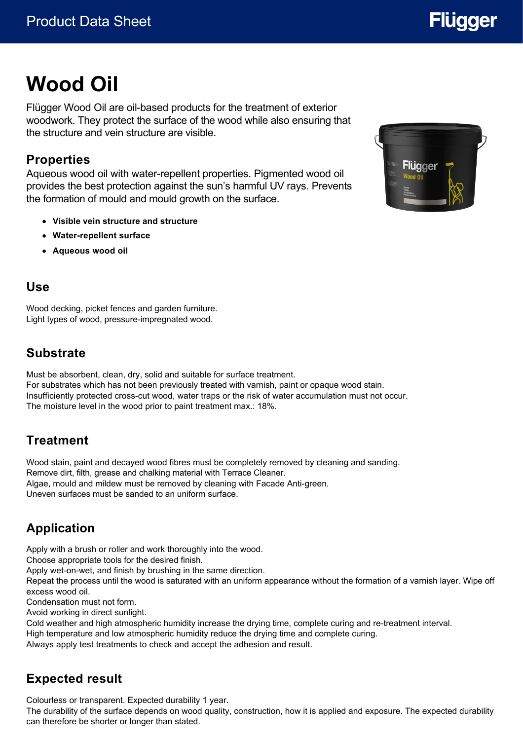# Wood Oil

Flügger Wood Oil are oil-based products for the treatment of exterior woodwork. They protect the surface of the wood while also ensuring that the structure and vein structure are visible.

## Properties

Aqueous wood oil with water-repellent properties. Pigmented wood oil provides the best protection against the sun's harmful UV rays. Prevents the formation of mould and mould growth on the surface.

- **Visible vein structure and structure**
- **Water-repellent surface**
- **Aqueous wood oil**

## Use

Wood decking, picket fences and garden furniture.
Light types of wood, pressure-impregnated wood.

## Substrate

Must be absorbent, clean, dry, solid and suitable for surface treatment.
For substrates which has not been previously treated with varnish, paint or opaque wood stain.
Insufficiently protected cross-cut wood, water traps or the risk of water accumulation must not occur.
The moisture level in the wood prior to paint treatment max.: 18%.

## Treatment

Wood stain, paint and decayed wood fibres must be completely removed by cleaning and sanding.
Remove dirt, filth, grease and chalking material with Terrace Cleaner.
Algae, mould and mildew must be removed by cleaning with Facade Anti-green.
Uneven surfaces must be sanded to an uniform surface.

## Application

Apply with a brush or roller and work thoroughly into the wood.
Choose appropriate tools for the desired finish.
Apply wet-on-wet, and finish by brushing in the same direction.
Repeat the process until the wood is saturated with an uniform appearance without the formation of a varnish layer. Wipe off excess wood oil.
Condensation must not form.
Avoid working in direct sunlight.
Cold weather and high atmospheric humidity increase the drying time, complete curing and re-treatment interval.
High temperature and low atmospheric humidity reduce the drying time and complete curing.
Always apply test treatments to check and accept the adhesion and result.

## Expected result

Colourless or transparent. Expected durability 1 year.
The durability of the surface depends on wood quality, construction, how it is applied and exposure. The expected durability can therefore be shorter or longer than stated.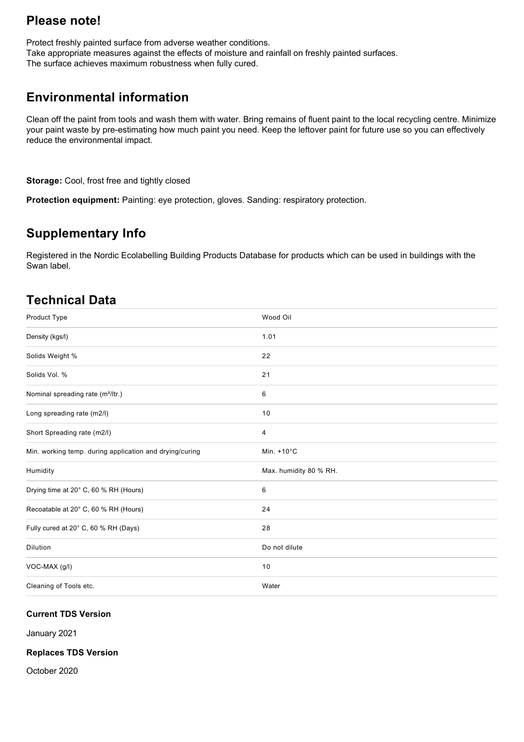## Please note!

Protect freshly painted surface from adverse weather conditions.
Take appropriate measures against the effects of moisture and rainfall on freshly painted surfaces.
The surface achieves maximum robustness when fully cured.

## Environmental information

Clean off the paint from tools and wash them with water. Bring remains of fluent paint to the local recycling centre. Minimize your paint waste by pre-estimating how much paint you need. Keep the leftover paint for future use so you can effectively reduce the environmental impact.

**Storage:** Cool, frost free and tightly closed

**Protection equipment:** Painting: eye protection, gloves. Sanding: respiratory protection.

## Supplementary Info

Registered in the Nordic Ecolabelling Building Products Database for products which can be used in buildings with the Swan label.

## Technical Data

| | |
|---|---|
| Product Type | Wood Oil |
| Density (kgs/l) | 1.01 |
| Solids Weight % | 22 |
| Solids Vol. % | 21 |
| Nominal spreading rate (m²/ltr.) | 6 |
| Long spreading rate (m2/l) | 10 |
| Short Spreading rate (m2/l) | 4 |
| Min. working temp. during application and drying/curing | Min. +10°C |
| Humidity | Max. humidity 80 % RH. |
| Drying time at 20° C, 60 % RH (Hours) | 6 |
| Recoatable at 20° C, 60 % RH (Hours) | 24 |
| Fully cured at 20° C, 60 % RH (Days) | 28 |
| Dilution | Do not dilute |
| VOC-MAX (g/l) | 10 |
| Cleaning of Tools etc. | Water |

**Current TDS Version**

January 2021

**Replaces TDS Version**

October 2020